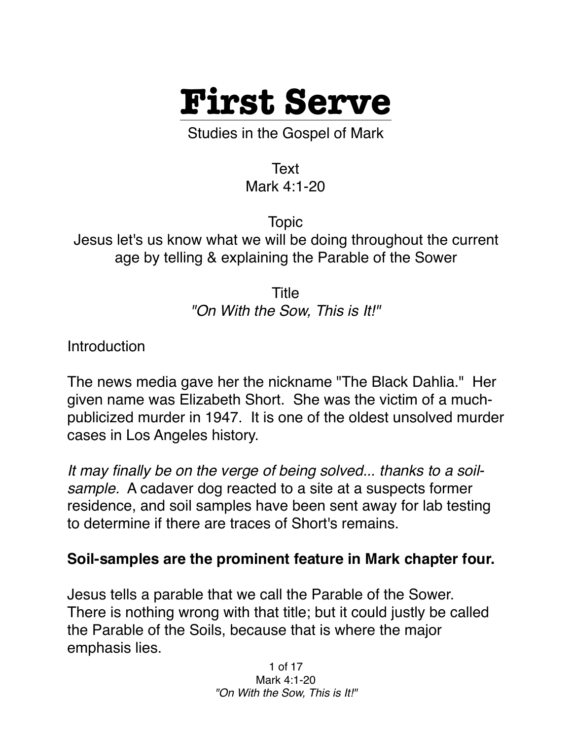# First Serve

Studies in the Gospel of Mark

Text
Mark 4:1-20

Topic
Jesus let's us know what we will be doing throughout the current age by telling & explaining the Parable of the Sower

Title
*"On With the Sow, This is It!"*

Introduction

The news media gave her the nickname "The Black Dahlia." Her given name was Elizabeth Short. She was the victim of a much-publicized murder in 1947. It is one of the oldest unsolved murder cases in Los Angeles history.

*It may finally be on the verge of being solved... thanks to a soil-sample.* A cadaver dog reacted to a site at a suspects former residence, and soil samples have been sent away for lab testing to determine if there are traces of Short's remains.

**Soil-samples are the prominent feature in Mark chapter four.**

Jesus tells a parable that we call the Parable of the Sower. There is nothing wrong with that title; but it could justly be called the Parable of the Soils, because that is where the major emphasis lies.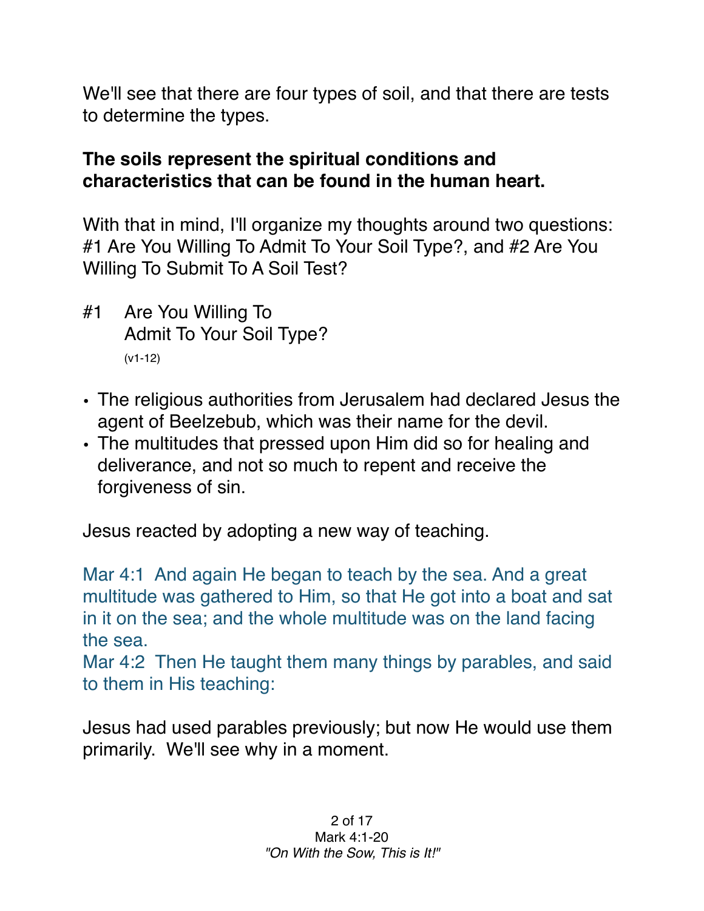We'll see that there are four types of soil, and that there are tests to determine the types.

**The soils represent the spiritual conditions and characteristics that can be found in the human heart.**

With that in mind, I'll organize my thoughts around two questions: #1 Are You Willing To Admit To Your Soil Type?, and #2 Are You Willing To Submit To A Soil Test?

## #1 Are You Willing To Admit To Your Soil Type?

(v1-12)

- The religious authorities from Jerusalem had declared Jesus the agent of Beelzebub, which was their name for the devil.
- The multitudes that pressed upon Him did so for healing and deliverance, and not so much to repent and receive the forgiveness of sin.

Jesus reacted by adopting a new way of teaching.

Mar 4:1  And again He began to teach by the sea. And a great multitude was gathered to Him, so that He got into a boat and sat in it on the sea; and the whole multitude was on the land facing the sea.
Mar 4:2  Then He taught them many things by parables, and said to them in His teaching:

Jesus had used parables previously; but now He would use them primarily.  We'll see why in a moment.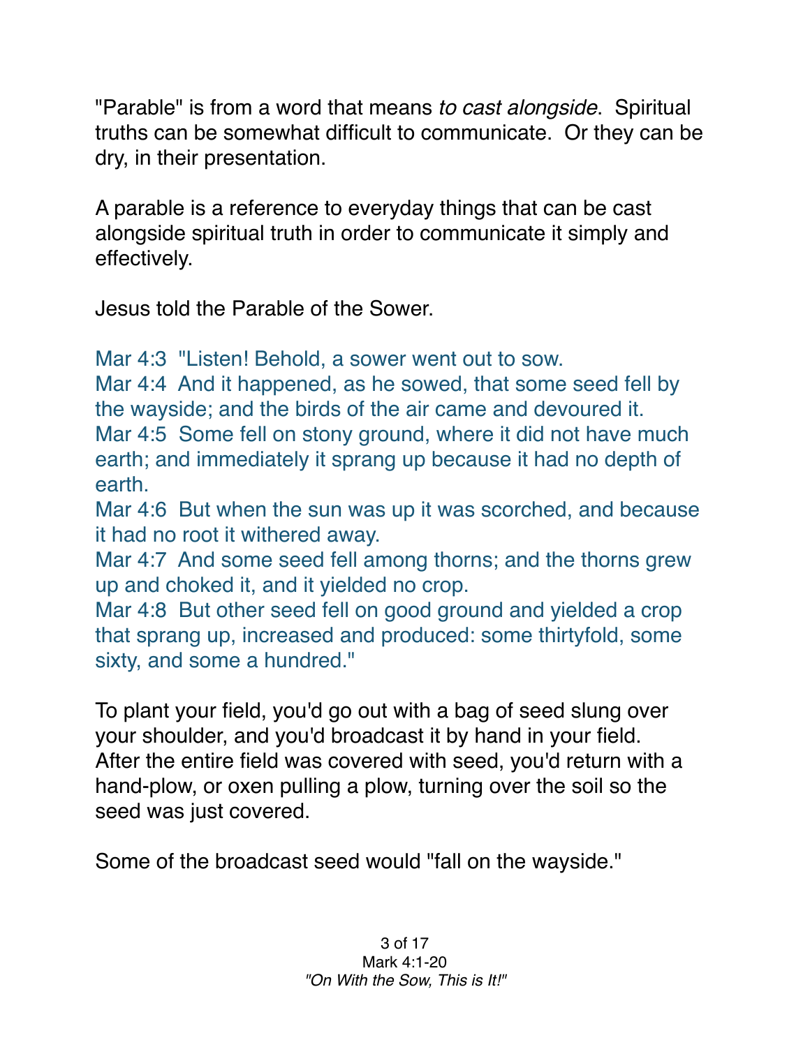"Parable" is from a word that means *to cast alongside*. Spiritual truths can be somewhat difficult to communicate. Or they can be dry, in their presentation.

A parable is a reference to everyday things that can be cast alongside spiritual truth in order to communicate it simply and effectively.

Jesus told the Parable of the Sower.

Mar 4:3 "Listen! Behold, a sower went out to sow.
Mar 4:4 And it happened, as he sowed, that some seed fell by the wayside; and the birds of the air came and devoured it.
Mar 4:5 Some fell on stony ground, where it did not have much earth; and immediately it sprang up because it had no depth of earth.
Mar 4:6 But when the sun was up it was scorched, and because it had no root it withered away.
Mar 4:7 And some seed fell among thorns; and the thorns grew up and choked it, and it yielded no crop.
Mar 4:8 But other seed fell on good ground and yielded a crop that sprang up, increased and produced: some thirtyfold, some sixty, and some a hundred."

To plant your field, you'd go out with a bag of seed slung over your shoulder, and you'd broadcast it by hand in your field. After the entire field was covered with seed, you'd return with a hand-plow, or oxen pulling a plow, turning over the soil so the seed was just covered.

Some of the broadcast seed would "fall on the wayside."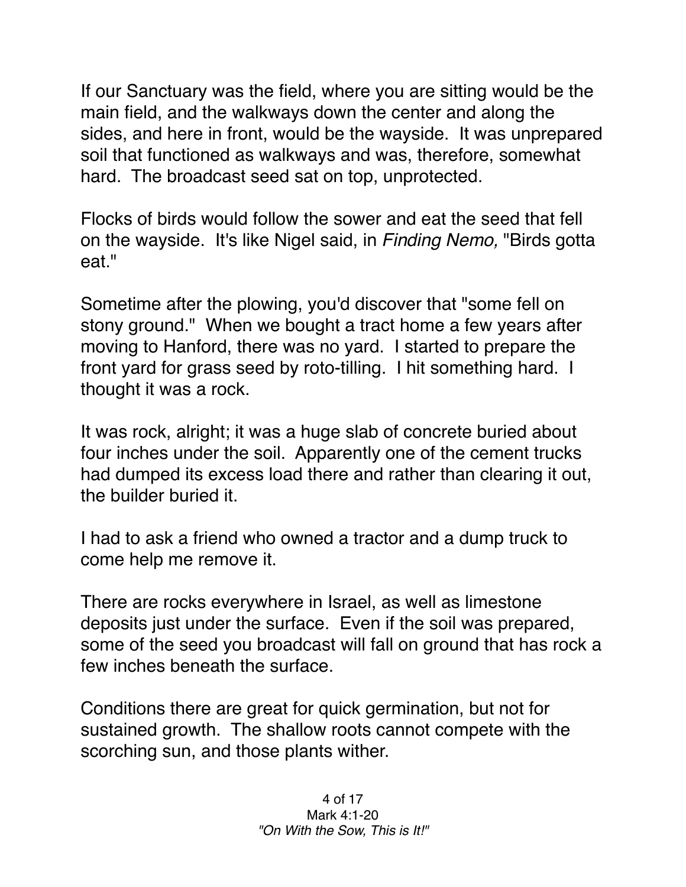If our Sanctuary was the field, where you are sitting would be the main field, and the walkways down the center and along the sides, and here in front, would be the wayside.  It was unprepared soil that functioned as walkways and was, therefore, somewhat hard.  The broadcast seed sat on top, unprotected.

Flocks of birds would follow the sower and eat the seed that fell on the wayside.  It's like Nigel said, in *Finding Nemo,* "Birds gotta eat."

Sometime after the plowing, you'd discover that "some fell on stony ground."  When we bought a tract home a few years after moving to Hanford, there was no yard.  I started to prepare the front yard for grass seed by roto-tilling.  I hit something hard.  I thought it was a rock.

It was rock, alright; it was a huge slab of concrete buried about four inches under the soil.  Apparently one of the cement trucks had dumped its excess load there and rather than clearing it out, the builder buried it.

I had to ask a friend who owned a tractor and a dump truck to come help me remove it.

There are rocks everywhere in Israel, as well as limestone deposits just under the surface.  Even if the soil was prepared, some of the seed you broadcast will fall on ground that has rock a few inches beneath the surface.

Conditions there are great for quick germination, but not for sustained growth.  The shallow roots cannot compete with the scorching sun, and those plants wither.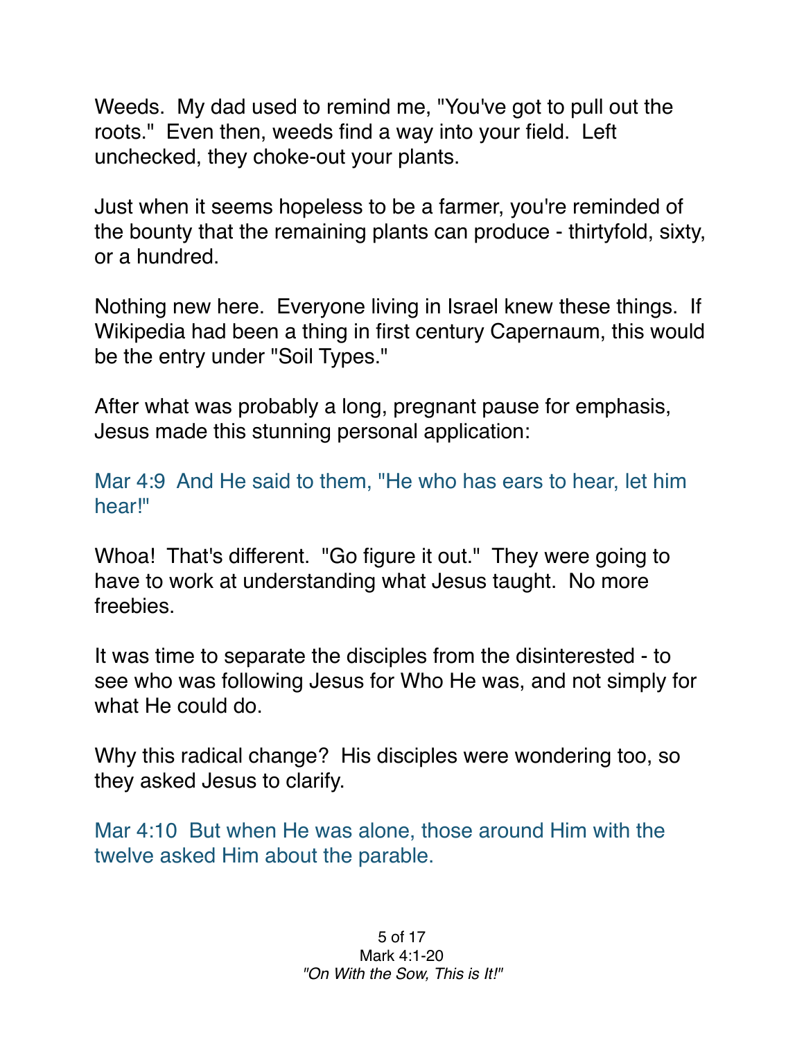Weeds. My dad used to remind me, "You've got to pull out the roots." Even then, weeds find a way into your field. Left unchecked, they choke-out your plants.

Just when it seems hopeless to be a farmer, you're reminded of the bounty that the remaining plants can produce - thirtyfold, sixty, or a hundred.

Nothing new here. Everyone living in Israel knew these things. If Wikipedia had been a thing in first century Capernaum, this would be the entry under "Soil Types."

After what was probably a long, pregnant pause for emphasis, Jesus made this stunning personal application:

Mar 4:9 And He said to them, "He who has ears to hear, let him hear!"

Whoa! That's different. "Go figure it out." They were going to have to work at understanding what Jesus taught. No more freebies.

It was time to separate the disciples from the disinterested - to see who was following Jesus for Who He was, and not simply for what He could do.

Why this radical change? His disciples were wondering too, so they asked Jesus to clarify.

Mar 4:10 But when He was alone, those around Him with the twelve asked Him about the parable.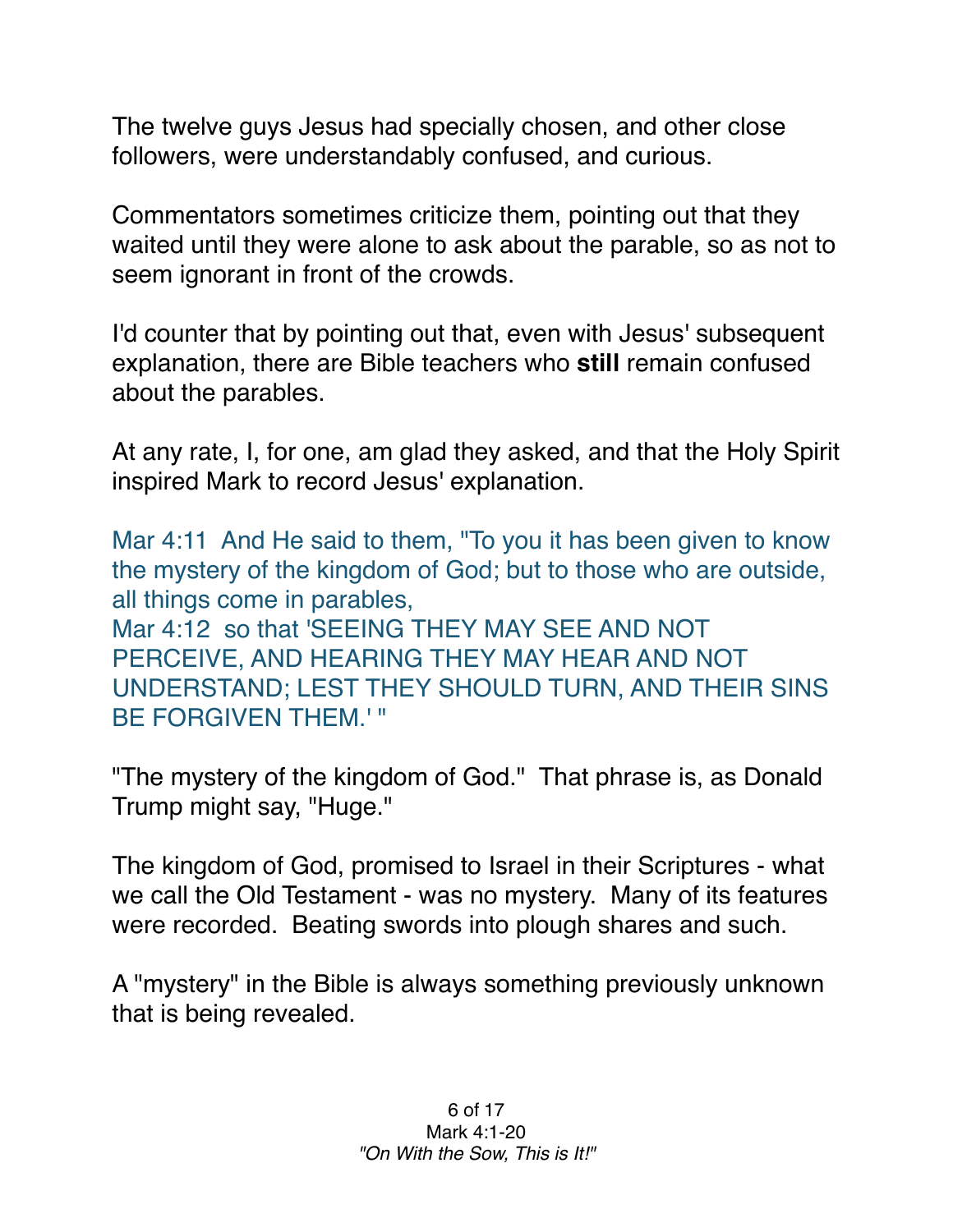The twelve guys Jesus had specially chosen, and other close followers, were understandably confused, and curious.

Commentators sometimes criticize them, pointing out that they waited until they were alone to ask about the parable, so as not to seem ignorant in front of the crowds.

I'd counter that by pointing out that, even with Jesus' subsequent explanation, there are Bible teachers who **still** remain confused about the parables.

At any rate, I, for one, am glad they asked, and that the Holy Spirit inspired Mark to record Jesus' explanation.

Mar 4:11 And He said to them, "To you it has been given to know the mystery of the kingdom of God; but to those who are outside, all things come in parables,
Mar 4:12 so that 'SEEING THEY MAY SEE AND NOT PERCEIVE, AND HEARING THEY MAY HEAR AND NOT UNDERSTAND; LEST THEY SHOULD TURN, AND THEIR SINS BE FORGIVEN THEM.' "

"The mystery of the kingdom of God." That phrase is, as Donald Trump might say, "Huge."

The kingdom of God, promised to Israel in their Scriptures - what we call the Old Testament - was no mystery. Many of its features were recorded. Beating swords into plough shares and such.

A "mystery" in the Bible is always something previously unknown that is being revealed.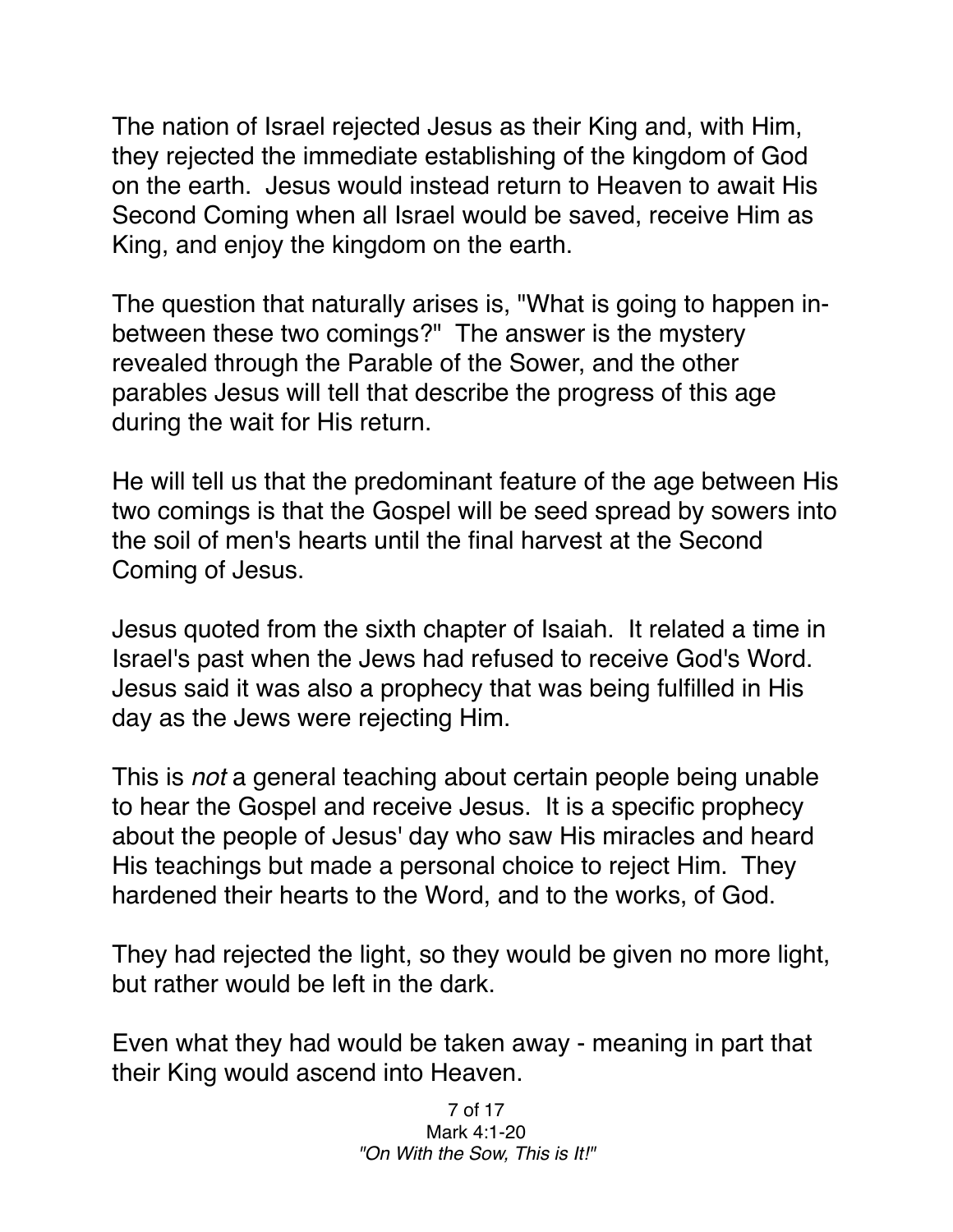The nation of Israel rejected Jesus as their King and, with Him, they rejected the immediate establishing of the kingdom of God on the earth. Jesus would instead return to Heaven to await His Second Coming when all Israel would be saved, receive Him as King, and enjoy the kingdom on the earth.

The question that naturally arises is, "What is going to happen in-between these two comings?" The answer is the mystery revealed through the Parable of the Sower, and the other parables Jesus will tell that describe the progress of this age during the wait for His return.

He will tell us that the predominant feature of the age between His two comings is that the Gospel will be seed spread by sowers into the soil of men's hearts until the final harvest at the Second Coming of Jesus.

Jesus quoted from the sixth chapter of Isaiah. It related a time in Israel's past when the Jews had refused to receive God's Word. Jesus said it was also a prophecy that was being fulfilled in His day as the Jews were rejecting Him.

This is *not* a general teaching about certain people being unable to hear the Gospel and receive Jesus. It is a specific prophecy about the people of Jesus' day who saw His miracles and heard His teachings but made a personal choice to reject Him. They hardened their hearts to the Word, and to the works, of God.

They had rejected the light, so they would be given no more light, but rather would be left in the dark.

Even what they had would be taken away - meaning in part that their King would ascend into Heaven.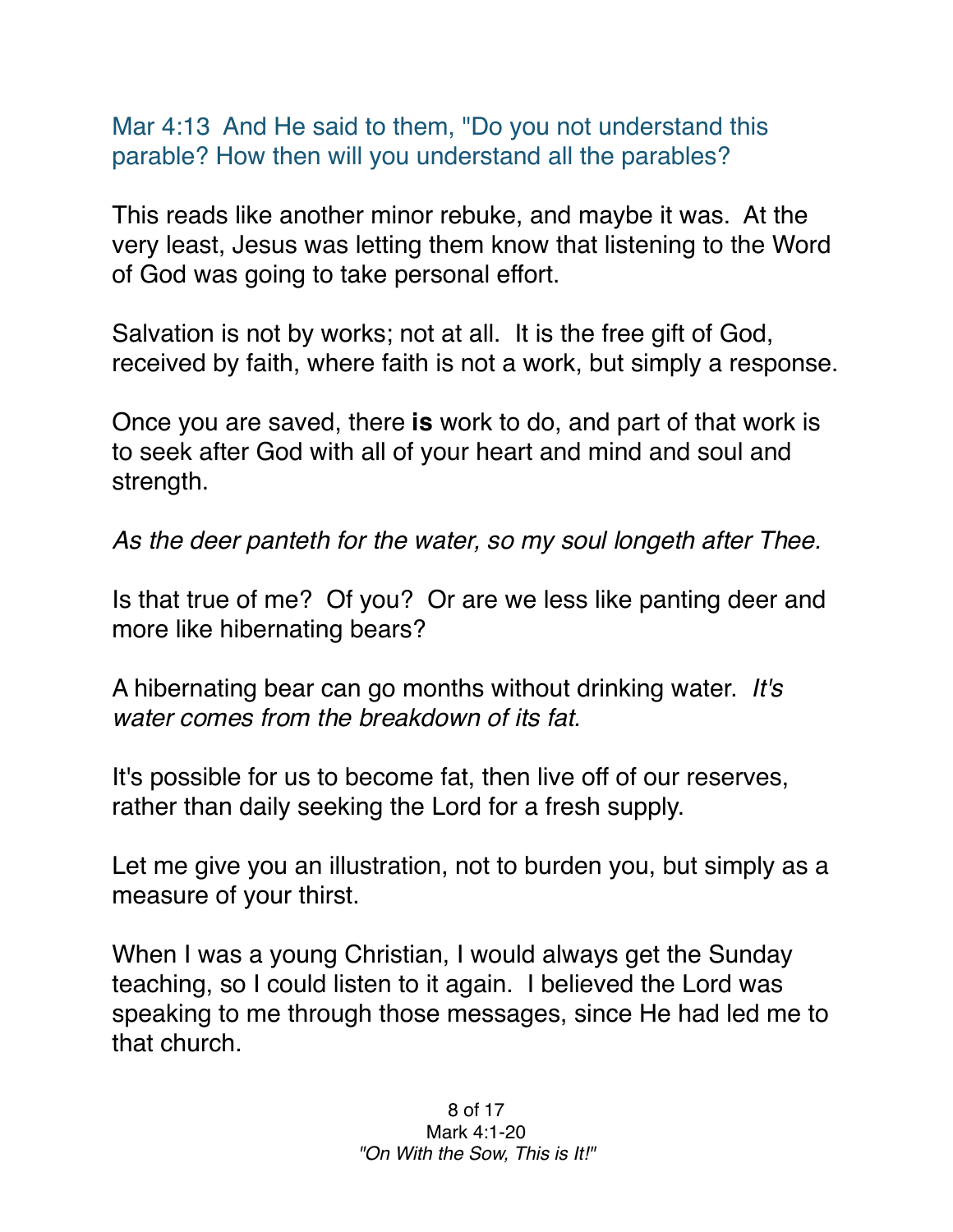Mar 4:13 And He said to them, "Do you not understand this parable? How then will you understand all the parables?

This reads like another minor rebuke, and maybe it was. At the very least, Jesus was letting them know that listening to the Word of God was going to take personal effort.

Salvation is not by works; not at all. It is the free gift of God, received by faith, where faith is not a work, but simply a response.

Once you are saved, there **is** work to do, and part of that work is to seek after God with all of your heart and mind and soul and strength.

*As the deer panteth for the water, so my soul longeth after Thee.*

Is that true of me? Of you? Or are we less like panting deer and more like hibernating bears?

A hibernating bear can go months without drinking water. *It's water comes from the breakdown of its fat.*

It's possible for us to become fat, then live off of our reserves, rather than daily seeking the Lord for a fresh supply.

Let me give you an illustration, not to burden you, but simply as a measure of your thirst.

When I was a young Christian, I would always get the Sunday teaching, so I could listen to it again. I believed the Lord was speaking to me through those messages, since He had led me to that church.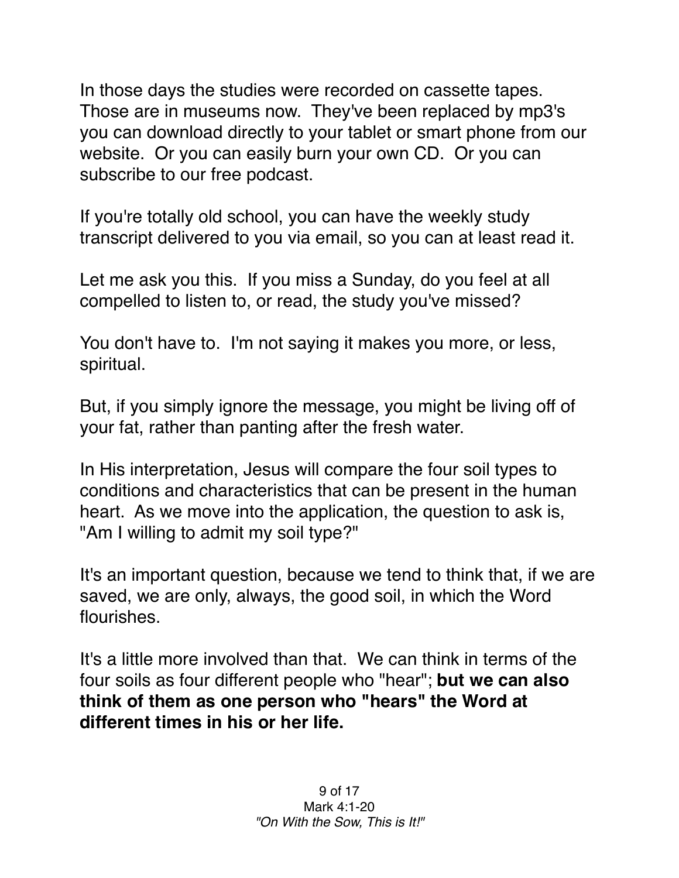In those days the studies were recorded on cassette tapes. Those are in museums now. They've been replaced by mp3's you can download directly to your tablet or smart phone from our website. Or you can easily burn your own CD. Or you can subscribe to our free podcast.

If you're totally old school, you can have the weekly study transcript delivered to you via email, so you can at least read it.

Let me ask you this. If you miss a Sunday, do you feel at all compelled to listen to, or read, the study you've missed?

You don't have to. I'm not saying it makes you more, or less, spiritual.

But, if you simply ignore the message, you might be living off of your fat, rather than panting after the fresh water.

In His interpretation, Jesus will compare the four soil types to conditions and characteristics that can be present in the human heart. As we move into the application, the question to ask is, "Am I willing to admit my soil type?"

It's an important question, because we tend to think that, if we are saved, we are only, always, the good soil, in which the Word flourishes.

It's a little more involved than that. We can think in terms of the four soils as four different people who "hear"; **but we can also think of them as one person who "hears" the Word at different times in his or her life.**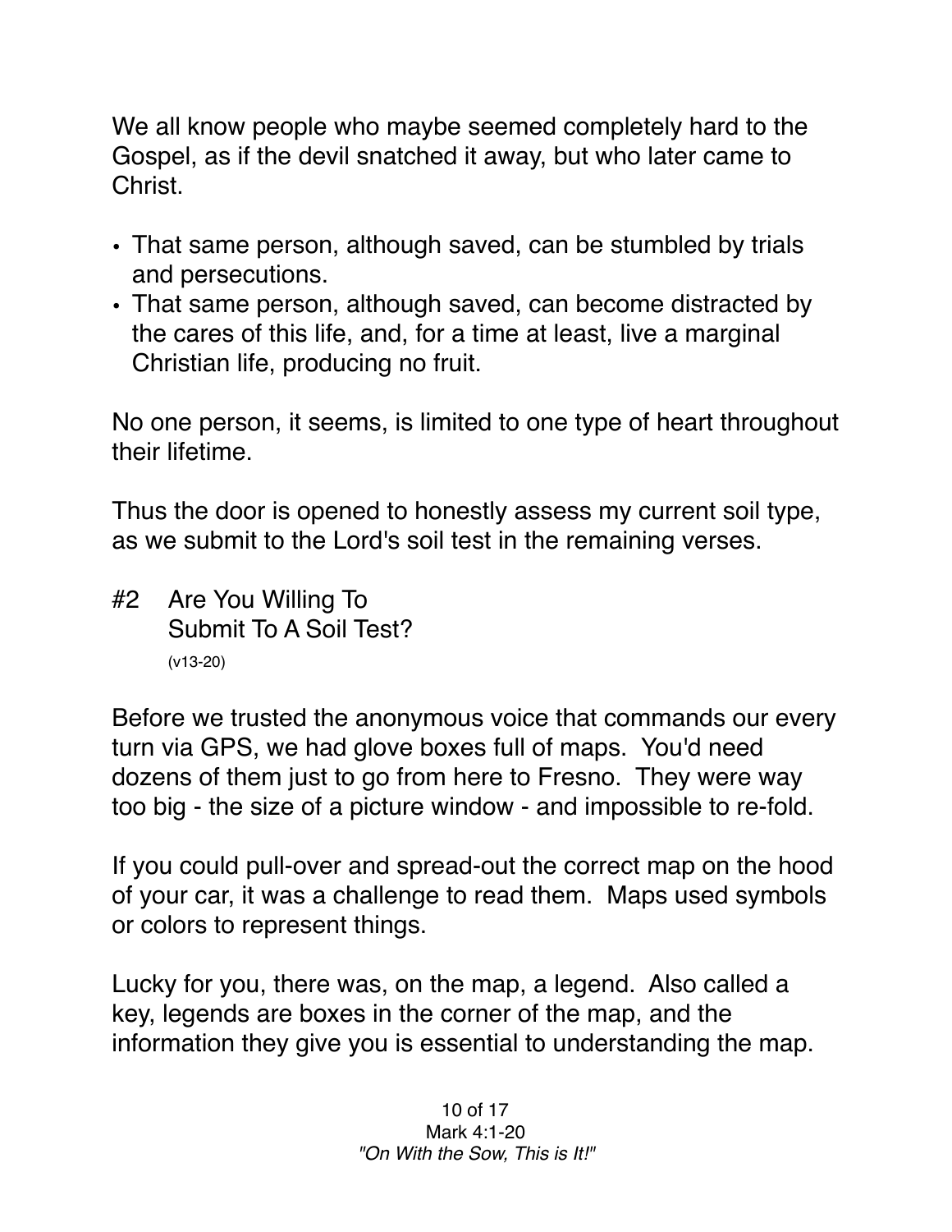We all know people who maybe seemed completely hard to the Gospel, as if the devil snatched it away, but who later came to Christ.

- That same person, although saved, can be stumbled by trials and persecutions.
- That same person, although saved, can become distracted by the cares of this life, and, for a time at least, live a marginal Christian life, producing no fruit.

No one person, it seems, is limited to one type of heart throughout their lifetime.

Thus the door is opened to honestly assess my current soil type, as we submit to the Lord's soil test in the remaining verses.

## #2 Are You Willing To Submit To A Soil Test?

(v13-20)

Before we trusted the anonymous voice that commands our every turn via GPS, we had glove boxes full of maps. You'd need dozens of them just to go from here to Fresno. They were way too big - the size of a picture window - and impossible to re-fold.

If you could pull-over and spread-out the correct map on the hood of your car, it was a challenge to read them. Maps used symbols or colors to represent things.

Lucky for you, there was, on the map, a legend. Also called a key, legends are boxes in the corner of the map, and the information they give you is essential to understanding the map.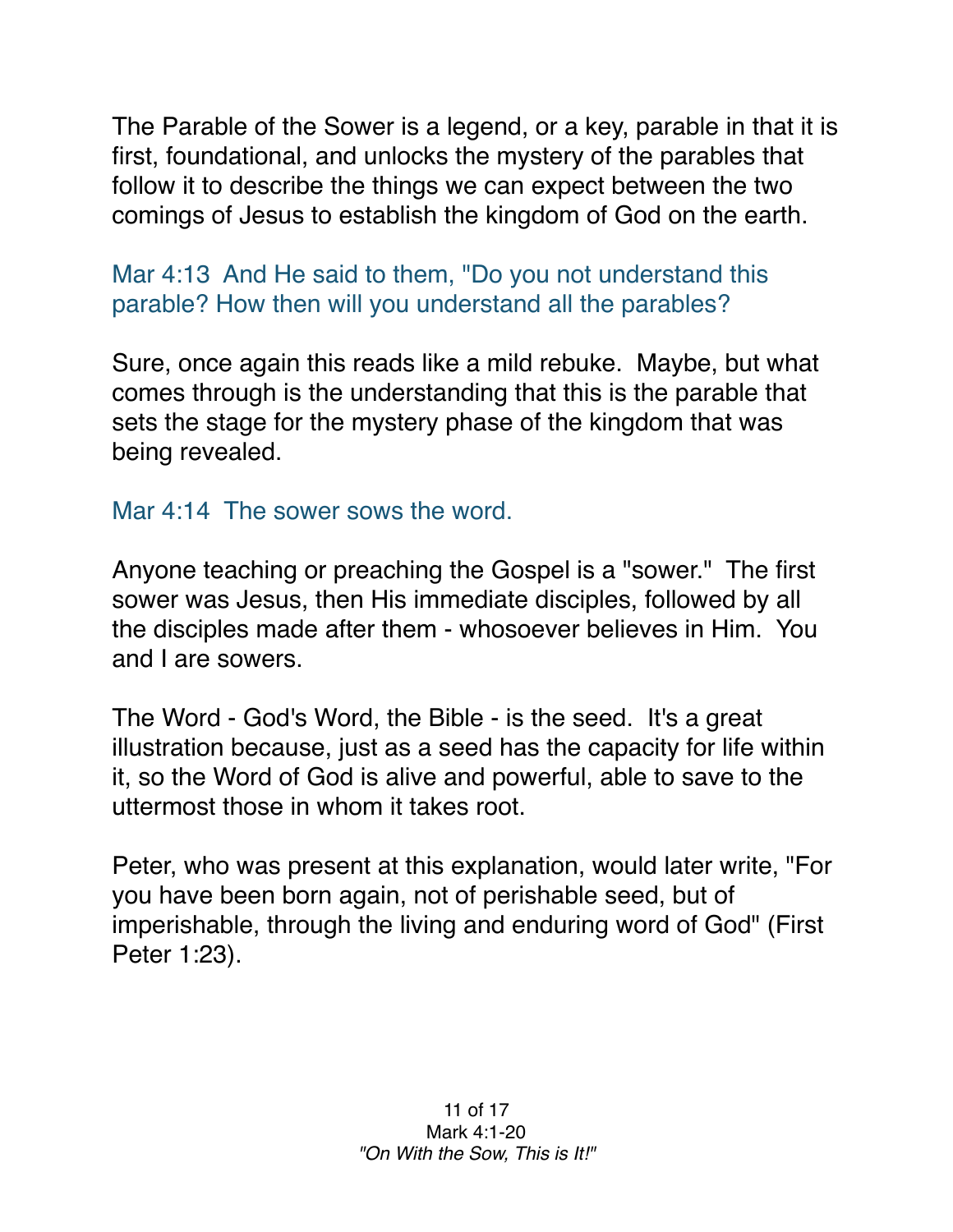The Parable of the Sower is a legend, or a key, parable in that it is first, foundational, and unlocks the mystery of the parables that follow it to describe the things we can expect between the two comings of Jesus to establish the kingdom of God on the earth.

Mar 4:13 And He said to them, "Do you not understand this parable? How then will you understand all the parables?

Sure, once again this reads like a mild rebuke. Maybe, but what comes through is the understanding that this is the parable that sets the stage for the mystery phase of the kingdom that was being revealed.

Mar 4:14 The sower sows the word.

Anyone teaching or preaching the Gospel is a "sower." The first sower was Jesus, then His immediate disciples, followed by all the disciples made after them - whosoever believes in Him. You and I are sowers.

The Word - God's Word, the Bible - is the seed. It's a great illustration because, just as a seed has the capacity for life within it, so the Word of God is alive and powerful, able to save to the uttermost those in whom it takes root.

Peter, who was present at this explanation, would later write, "For you have been born again, not of perishable seed, but of imperishable, through the living and enduring word of God" (First Peter 1:23).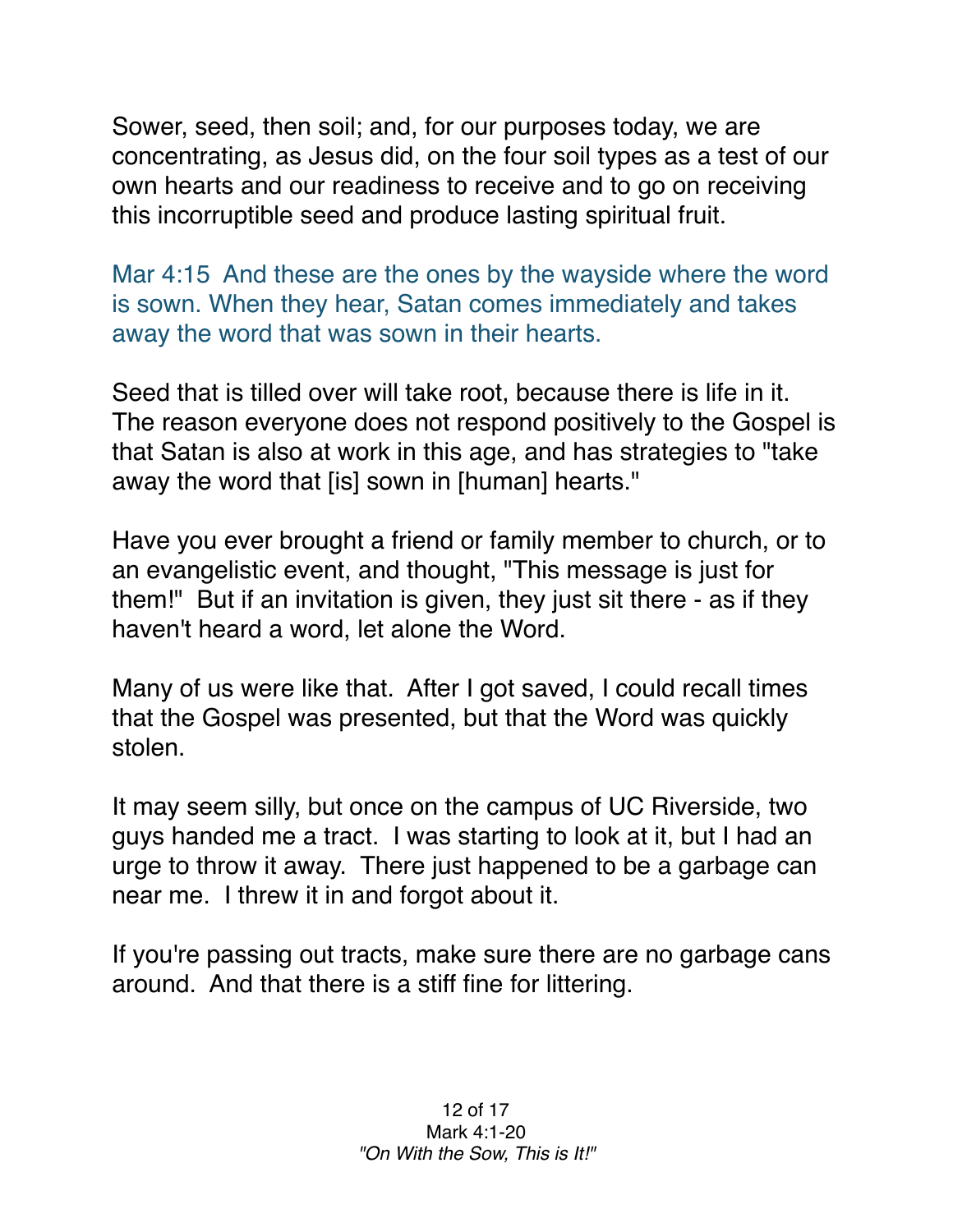Sower, seed, then soil; and, for our purposes today, we are concentrating, as Jesus did, on the four soil types as a test of our own hearts and our readiness to receive and to go on receiving this incorruptible seed and produce lasting spiritual fruit.

Mar 4:15 And these are the ones by the wayside where the word is sown. When they hear, Satan comes immediately and takes away the word that was sown in their hearts.

Seed that is tilled over will take root, because there is life in it. The reason everyone does not respond positively to the Gospel is that Satan is also at work in this age, and has strategies to "take away the word that [is] sown in [human] hearts."

Have you ever brought a friend or family member to church, or to an evangelistic event, and thought, "This message is just for them!" But if an invitation is given, they just sit there - as if they haven't heard a word, let alone the Word.

Many of us were like that. After I got saved, I could recall times that the Gospel was presented, but that the Word was quickly stolen.

It may seem silly, but once on the campus of UC Riverside, two guys handed me a tract. I was starting to look at it, but I had an urge to throw it away. There just happened to be a garbage can near me. I threw it in and forgot about it.

If you're passing out tracts, make sure there are no garbage cans around. And that there is a stiff fine for littering.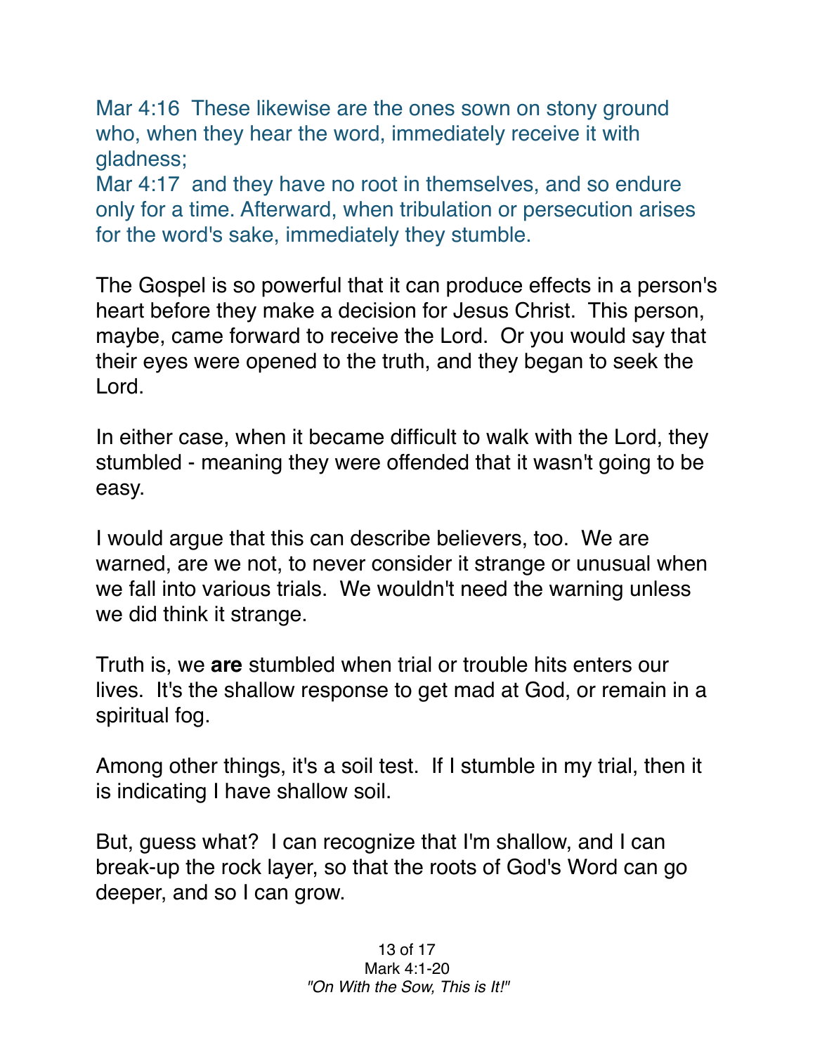Mar 4:16  These likewise are the ones sown on stony ground who, when they hear the word, immediately receive it with gladness;
Mar 4:17  and they have no root in themselves, and so endure only for a time. Afterward, when tribulation or persecution arises for the word's sake, immediately they stumble.

The Gospel is so powerful that it can produce effects in a person's heart before they make a decision for Jesus Christ.  This person, maybe, came forward to receive the Lord.  Or you would say that their eyes were opened to the truth, and they began to seek the Lord.

In either case, when it became difficult to walk with the Lord, they stumbled - meaning they were offended that it wasn't going to be easy.

I would argue that this can describe believers, too.  We are warned, are we not, to never consider it strange or unusual when we fall into various trials.  We wouldn't need the warning unless we did think it strange.

Truth is, we **are** stumbled when trial or trouble hits enters our lives.  It's the shallow response to get mad at God, or remain in a spiritual fog.

Among other things, it's a soil test.  If I stumble in my trial, then it is indicating I have shallow soil.

But, guess what?  I can recognize that I'm shallow, and I can break-up the rock layer, so that the roots of God's Word can go deeper, and so I can grow.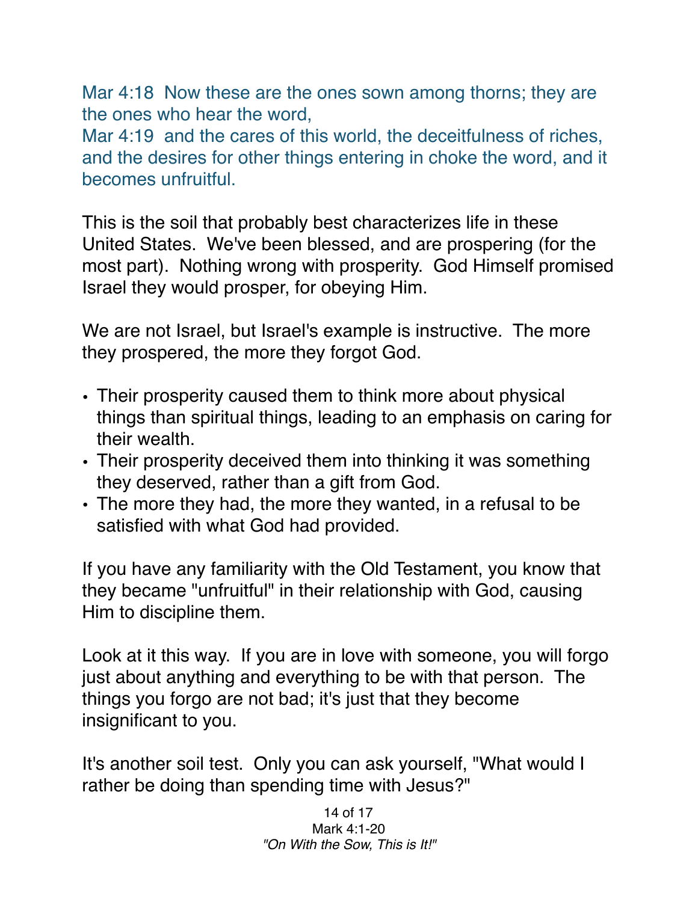Mar 4:18  Now these are the ones sown among thorns; they are the ones who hear the word,
Mar 4:19  and the cares of this world, the deceitfulness of riches, and the desires for other things entering in choke the word, and it becomes unfruitful.

This is the soil that probably best characterizes life in these United States.  We've been blessed, and are prospering (for the most part).  Nothing wrong with prosperity.  God Himself promised Israel they would prosper, for obeying Him.

We are not Israel, but Israel's example is instructive.  The more they prospered, the more they forgot God.

- Their prosperity caused them to think more about physical things than spiritual things, leading to an emphasis on caring for their wealth.
- Their prosperity deceived them into thinking it was something they deserved, rather than a gift from God.
- The more they had, the more they wanted, in a refusal to be satisfied with what God had provided.

If you have any familiarity with the Old Testament, you know that they became "unfruitful" in their relationship with God, causing Him to discipline them.

Look at it this way.  If you are in love with someone, you will forgo just about anything and everything to be with that person.  The things you forgo are not bad; it's just that they become insignificant to you.

It's another soil test.  Only you can ask yourself, "What would I rather be doing than spending time with Jesus?"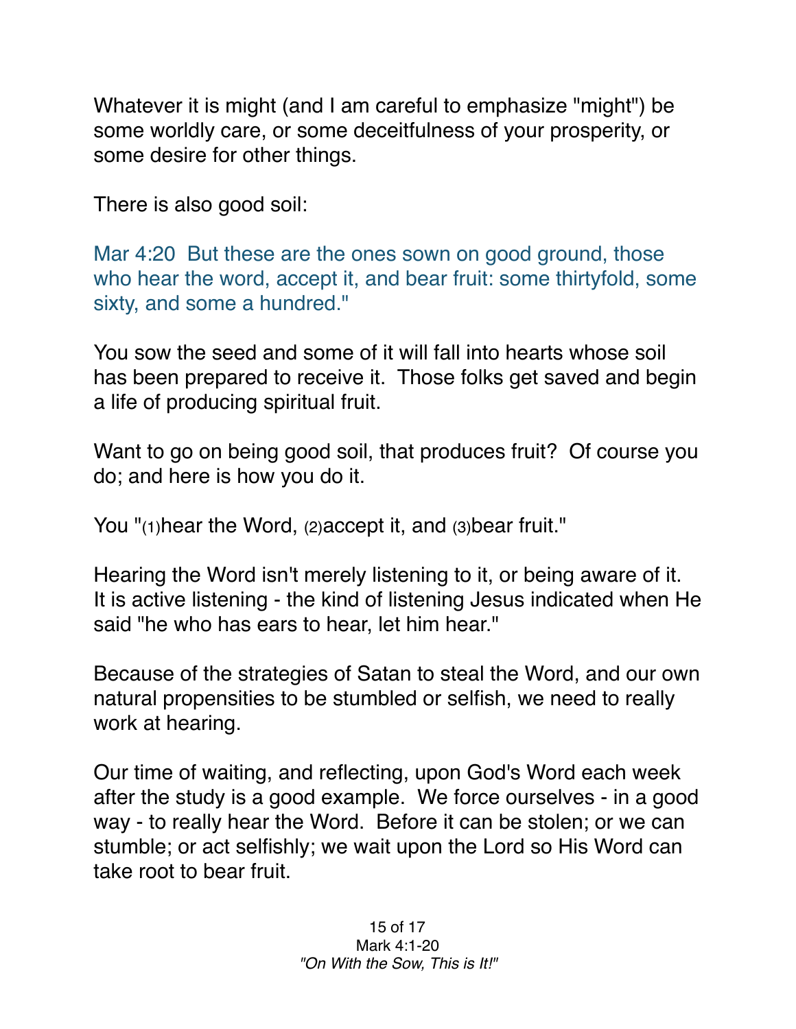Whatever it is might (and I am careful to emphasize "might") be some worldly care, or some deceitfulness of your prosperity, or some desire for other things.

There is also good soil:

Mar 4:20  But these are the ones sown on good ground, those who hear the word, accept it, and bear fruit: some thirtyfold, some sixty, and some a hundred."

You sow the seed and some of it will fall into hearts whose soil has been prepared to receive it.  Those folks get saved and begin a life of producing spiritual fruit.

Want to go on being good soil, that produces fruit?  Of course you do; and here is how you do it.

You "(1)hear the Word, (2)accept it, and (3)bear fruit."

Hearing the Word isn't merely listening to it, or being aware of it.  It is active listening - the kind of listening Jesus indicated when He said "he who has ears to hear, let him hear."

Because of the strategies of Satan to steal the Word, and our own natural propensities to be stumbled or selfish, we need to really work at hearing.

Our time of waiting, and reflecting, upon God's Word each week after the study is a good example.  We force ourselves - in a good way - to really hear the Word.  Before it can be stolen; or we can stumble; or act selfishly; we wait upon the Lord so His Word can take root to bear fruit.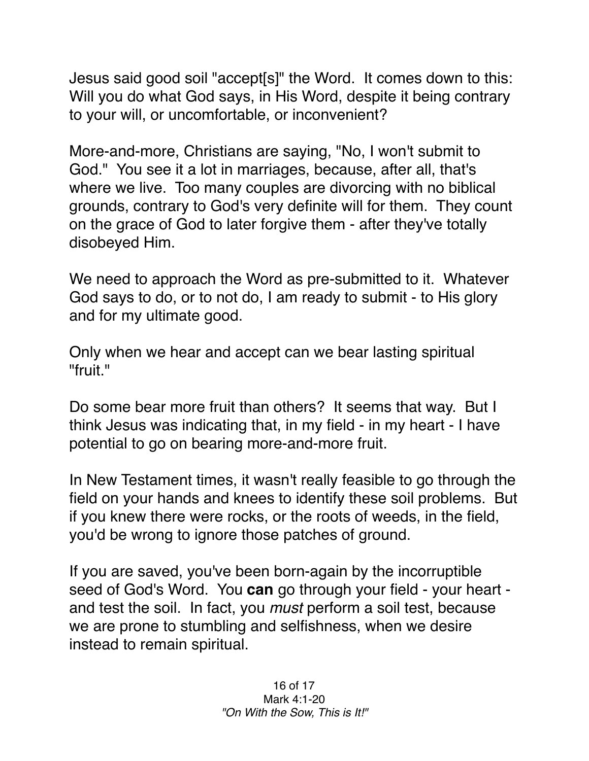Jesus said good soil "accept[s]" the Word.  It comes down to this: Will you do what God says, in His Word, despite it being contrary to your will, or uncomfortable, or inconvenient?

More-and-more, Christians are saying, "No, I won't submit to God."  You see it a lot in marriages, because, after all, that's where we live.  Too many couples are divorcing with no biblical grounds, contrary to God's very definite will for them.  They count on the grace of God to later forgive them - after they've totally disobeyed Him.

We need to approach the Word as pre-submitted to it.  Whatever God says to do, or to not do, I am ready to submit - to His glory and for my ultimate good.

Only when we hear and accept can we bear lasting spiritual "fruit."

Do some bear more fruit than others?  It seems that way.  But I think Jesus was indicating that, in my field - in my heart - I have potential to go on bearing more-and-more fruit.

In New Testament times, it wasn't really feasible to go through the field on your hands and knees to identify these soil problems.  But if you knew there were rocks, or the roots of weeds, in the field, you'd be wrong to ignore those patches of ground.

If you are saved, you've been born-again by the incorruptible seed of God's Word.  You **can** go through your field - your heart - and test the soil.  In fact, you *must* perform a soil test, because we are prone to stumbling and selfishness, when we desire instead to remain spiritual.